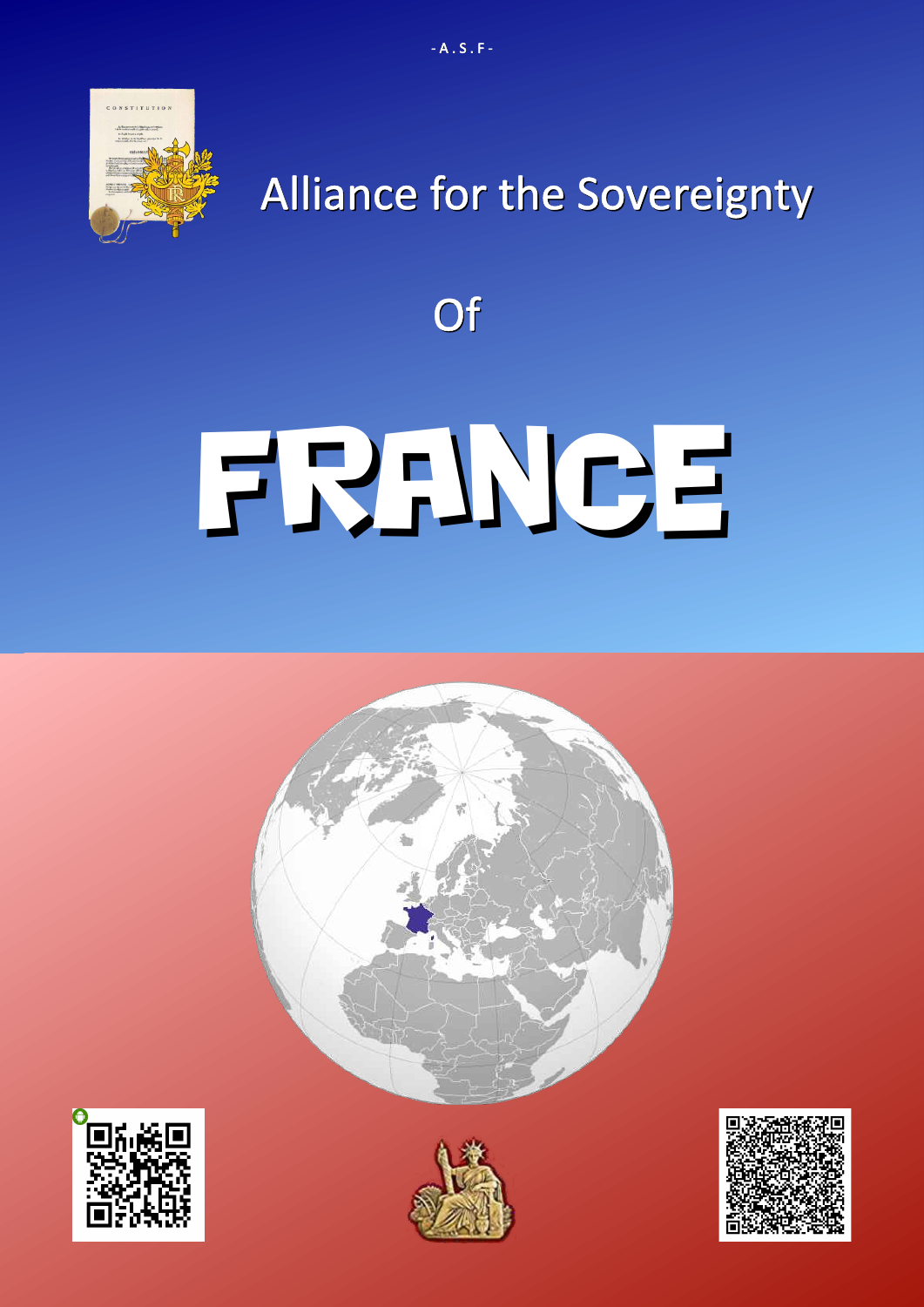- A . S . F -

# Alliance for the Sovereignty

# Of

# FRANCE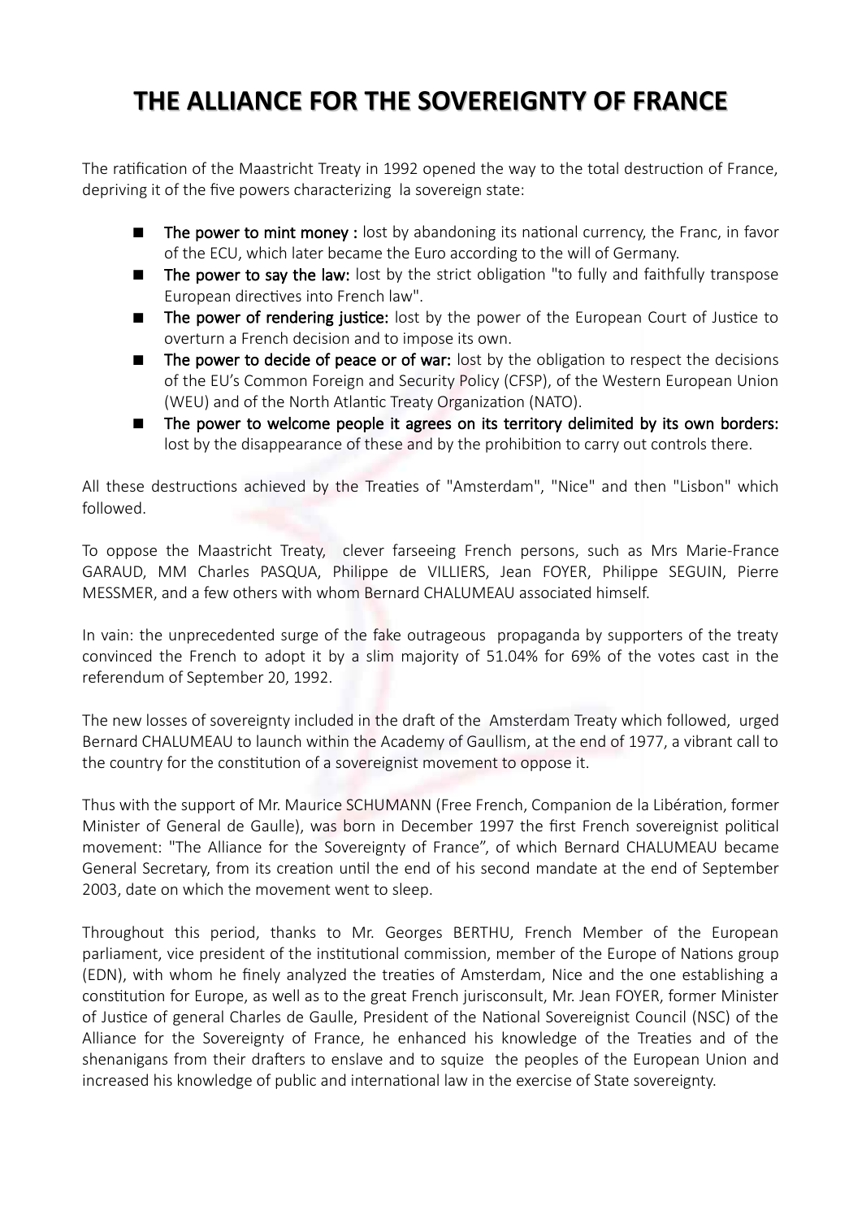# THE ALLIANCE FOR THE SOVEREIGNTY OF FRANCE

The ratification of the Maastricht Treaty in 1992 opened the way to the total destruction of France, depriving it of the five powers characterizing la sovereign state:

- **The power to mint money :** lost by abandoning its national currency, the Franc, in favor of the ECU, which later became the Euro according to the will of Germany.
- **The power to say the law:** lost by the strict obligation "to fully and faithfully transpose European directives into French law".
- **The power of rendering justice:** lost by the power of the European Court of Justice to overturn a French decision and to impose its own.
- **The power to decide of peace or of war:** lost by the obligation to respect the decisions of the EU's Common Foreign and Security Policy (CFSP), of the Western European Union (WEU) and of the North Atlantic Treaty Organization (NATO).
- **The power to welcome people it agrees on its territory delimited by its own borders:** lost by the disappearance of these and by the prohibition to carry out controls there.

All these destructions achieved by the Treaties of "Amsterdam", "Nice" and then "Lisbon" which followed.

To oppose the Maastricht Treaty, clever farseeing French persons, such as Mrs Marie-France GARAUD, MM Charles PASQUA, Philippe de VILLIERS, Jean FOYER, Philippe SEGUIN, Pierre MESSMER, and a few others with whom Bernard CHALUMEAU associated himself.

In vain: the unprecedented surge of the fake outrageous propaganda by supporters of the treaty convinced the French to adopt it by a slim majority of 51.04% for 69% of the votes cast in the referendum of September 20, 1992.

The new losses of sovereignty included in the draft of the Amsterdam Treaty which followed, urged Bernard CHALUMEAU to launch within the Academy of Gaullism, at the end of 1977, a vibrant call to the country for the constitution of a sovereignist movement to oppose it.

Thus with the support of Mr. Maurice SCHUMANN (Free French, Companion de la Libération, former Minister of General de Gaulle), was born in December 1997 the first French sovereignist political movement: "The Alliance for the Sovereignty of France", of which Bernard CHALUMEAU became General Secretary, from its creation until the end of his second mandate at the end of September 2003, date on which the movement went to sleep.

Throughout this period, thanks to Mr. Georges BERTHU, French Member of the European parliament, vice president of the institutional commission, member of the Europe of Nations group (EDN), with whom he finely analyzed the treaties of Amsterdam, Nice and the one establishing a constitution for Europe, as well as to the great French jurisconsult, Mr. Jean FOYER, former Minister of Justice of general Charles de Gaulle, President of the National Sovereignist Council (NSC) of the Alliance for the Sovereignty of France, he enhanced his knowledge of the Treaties and of the shenanigans from their drafters to enslave and to squize the peoples of the European Union and increased his knowledge of public and international law in the exercise of State sovereignty.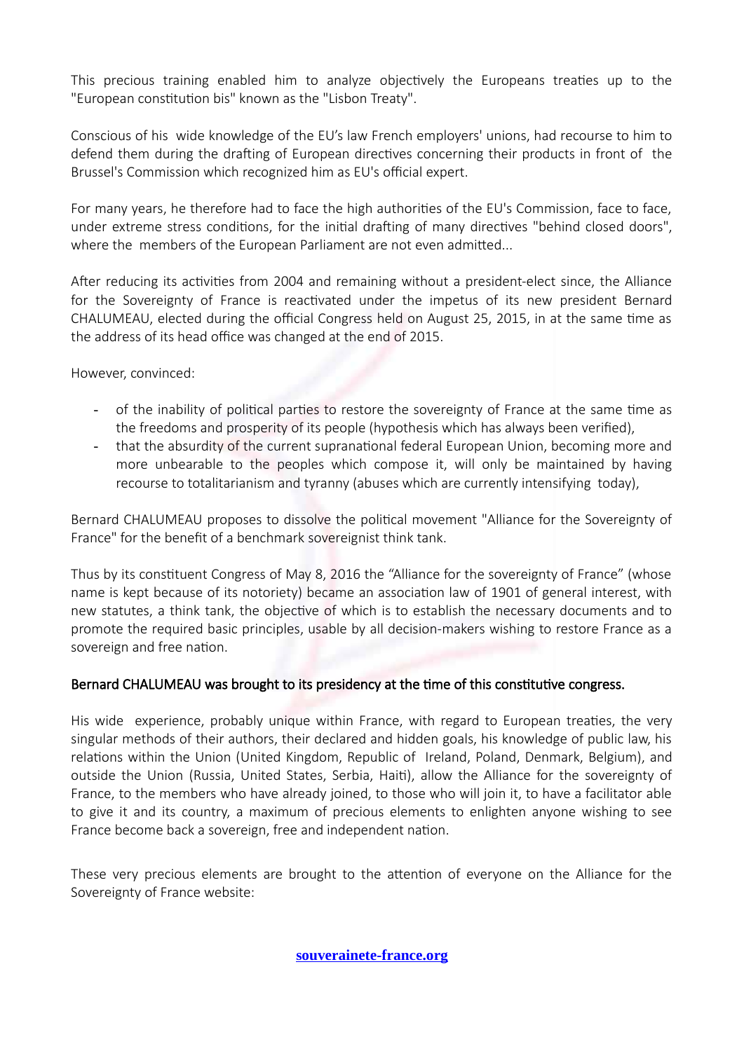This precious training enabled him to analyze objectively the Europeans treaties up to the "European constitution bis" known as the "Lisbon Treaty".

Conscious of his wide knowledge of the EU's law French employers' unions, had recourse to him to defend them during the drafting of European directives concerning their products in front of the Brussel's Commission which recognized him as EU's official expert.

For many years, he therefore had to face the high authorities of the EU's Commission, face to face, under extreme stress conditions, for the initial drafting of many directives "behind closed doors", where the members of the European Parliament are not even admitted...

After reducing its activities from 2004 and remaining without a president-elect since, the Alliance for the Sovereignty of France is reactivated under the impetus of its new president Bernard CHALUMEAU, elected during the official Congress held on August 25, 2015, in at the same time as the address of its head office was changed at the end of 2015.

However, convinced:

- of the inability of political parties to restore the sovereignty of France at the same time as the freedoms and prosperity of its people (hypothesis which has always been verified),
- that the absurdity of the current supranational federal European Union, becoming more and more unbearable to the peoples which compose it, will only be maintained by having recourse to totalitarianism and tyranny (abuses which are currently intensifying today),

Bernard CHALUMEAU proposes to dissolve the political movement "Alliance for the Sovereignty of France" for the benefit of a benchmark sovereignist think tank.

Thus by its constituent Congress of May 8, 2016 the "Alliance for the sovereignty of France" (whose name is kept because of its notoriety) became an association law of 1901 of general interest, with new statutes, a think tank, the objective of which is to establish the necessary documents and to promote the required basic principles, usable by all decision-makers wishing to restore France as a sovereign and free nation.

Bernard CHALUMEAU was brought to its presidency at the time of this constitutive congress.

His wide experience, probably unique within France, with regard to European treaties, the very singular methods of their authors, their declared and hidden goals, his knowledge of public law, his relations within the Union (United Kingdom, Republic of Ireland, Poland, Denmark, Belgium), and outside the Union (Russia, United States, Serbia, Haiti), allow the Alliance for the sovereignty of France, to the members who have already joined, to those who will join it, to have a facilitator able to give it and its country, a maximum of precious elements to enlighten anyone wishing to see France become back a sovereign, free and independent nation.

These very precious elements are brought to the attention of everyone on the Alliance for the Sovereignty of France website:

**souverainete-france.org**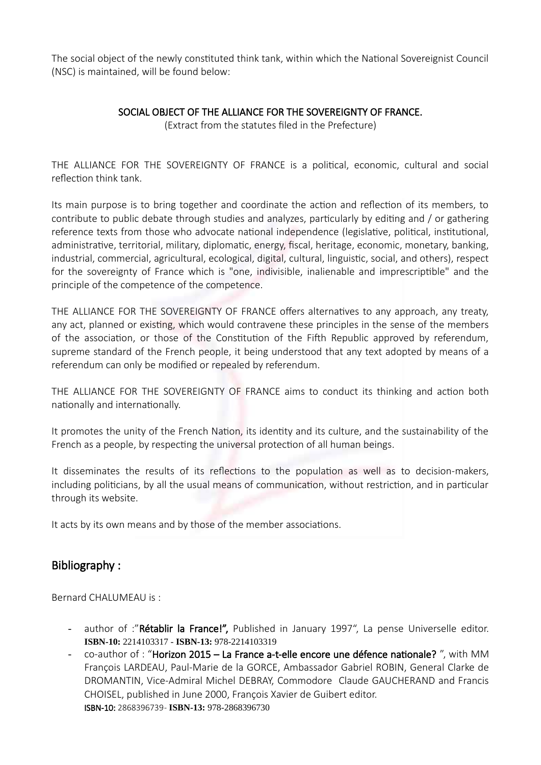The social object of the newly constituted think tank, within which the National Sovereignist Council (NSC) is maintained, will be found below:

### SOCIAL OBJECT OF THE ALLIANCE FOR THE SOVEREIGNTY OF FRANCE.

(Extract from the statutes filed in the Prefecture)

THE ALLIANCE FOR THE SOVEREIGNTY OF FRANCE is a political, economic, cultural and social reflection think tank.

Its main purpose is to bring together and coordinate the action and reflection of its members, to contribute to public debate through studies and analyzes, particularly by editing and / or gathering reference texts from those who advocate national independence (legislative, political, institutional, administrative, territorial, military, diplomatic, energy, fiscal, heritage, economic, monetary, banking, industrial, commercial, agricultural, ecological, digital, cultural, linguistic, social, and others), respect for the sovereignty of France which is "one, indivisible, inalienable and imprescriptible" and the principle of the competence of the competence.

THE ALLIANCE FOR THE SOVEREIGNTY OF FRANCE offers alternatives to any approach, any treaty, any act, planned or existing, which would contravene these principles in the sense of the members of the association, or those of the Constitution of the Fifth Republic approved by referendum, supreme standard of the French people, it being understood that any text adopted by means of a referendum can only be modified or repealed by referendum.

THE ALLIANCE FOR THE SOVEREIGNTY OF FRANCE aims to conduct its thinking and action both nationally and internationally.

It promotes the unity of the French Nation, its identity and its culture, and the sustainability of the French as a people, by respecting the universal protection of all human beings.

It disseminates the results of its reflections to the population as well as to decision-makers, including politicians, by all the usual means of communication, without restriction, and in particular through its website.

It acts by its own means and by those of the member associations.

## Bibliography :

Bernard CHALUMEAU is :

- author of :"**Rétablir la France!",** Published in January 1997", La pense Universelle editor. **ISBN-10:** 2214103317 - **ISBN-13:** 978-2214103319
- co-author of : "**Horizon 2015 – La France a-t-elle encore une défence nationale?** ", with MM François LARDEAU, Paul-Marie de la GORCE, Ambassador Gabriel ROBIN, General Clarke de DROMANTIN, Vice-Admiral Michel DEBRAY, Commodore Claude GAUCHERAND and Francis CHOISEL, published in June 2000, François Xavier de Guibert editor. ISBN-10: 2868396739- **ISBN-13:** 978-2868396730